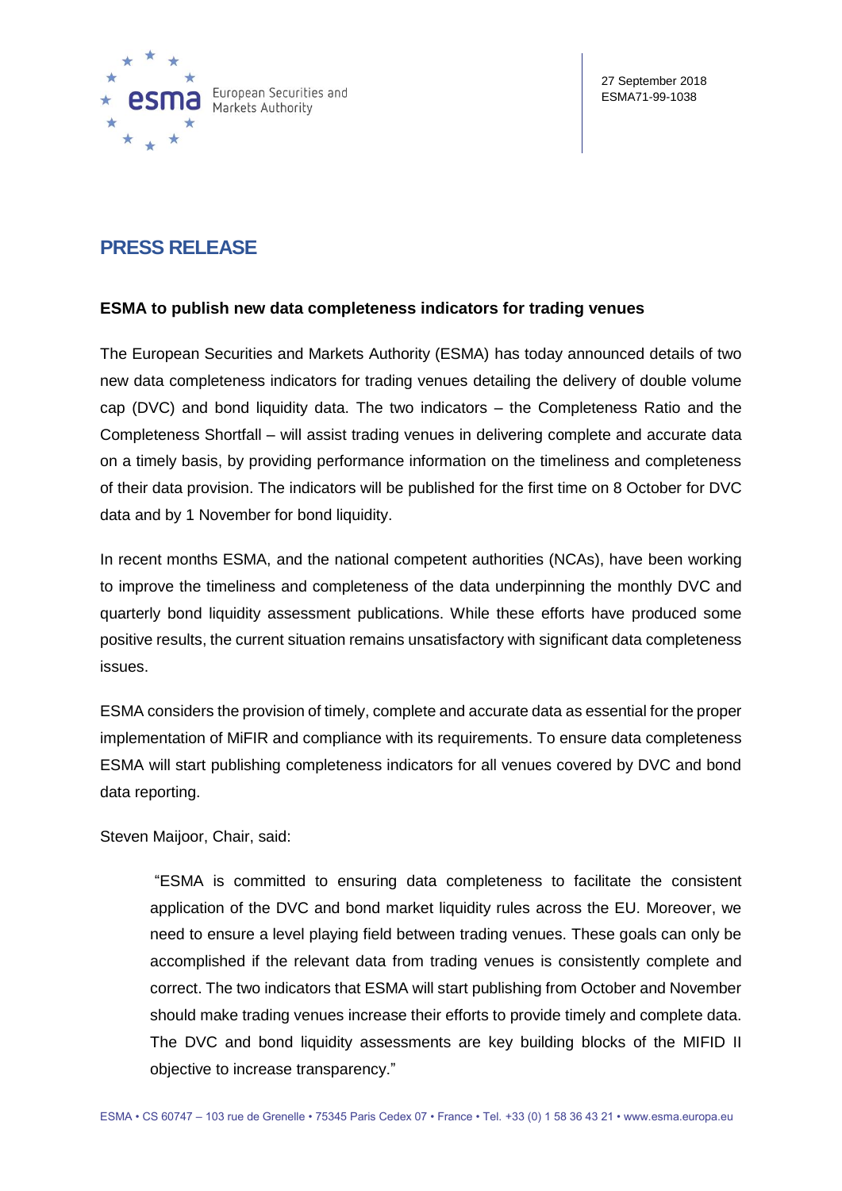European Securities and Markets Authority

27 September 2018
ESMA71-99-1038

# PRESS RELEASE

## ESMA to publish new data completeness indicators for trading venues

The European Securities and Markets Authority (ESMA) has today announced details of two new data completeness indicators for trading venues detailing the delivery of double volume cap (DVC) and bond liquidity data. The two indicators – the Completeness Ratio and the Completeness Shortfall – will assist trading venues in delivering complete and accurate data on a timely basis, by providing performance information on the timeliness and completeness of their data provision. The indicators will be published for the first time on 8 October for DVC data and by 1 November for bond liquidity.

In recent months ESMA, and the national competent authorities (NCAs), have been working to improve the timeliness and completeness of the data underpinning the monthly DVC and quarterly bond liquidity assessment publications. While these efforts have produced some positive results, the current situation remains unsatisfactory with significant data completeness issues.

ESMA considers the provision of timely, complete and accurate data as essential for the proper implementation of MiFIR and compliance with its requirements. To ensure data completeness ESMA will start publishing completeness indicators for all venues covered by DVC and bond data reporting.

Steven Maijoor, Chair, said:

> "ESMA is committed to ensuring data completeness to facilitate the consistent application of the DVC and bond market liquidity rules across the EU. Moreover, we need to ensure a level playing field between trading venues. These goals can only be accomplished if the relevant data from trading venues is consistently complete and correct. The two indicators that ESMA will start publishing from October and November should make trading venues increase their efforts to provide timely and complete data. The DVC and bond liquidity assessments are key building blocks of the MIFID II objective to increase transparency."

ESMA • CS 60747 – 103 rue de Grenelle • 75345 Paris Cedex 07 • France • Tel. +33 (0) 1 58 36 43 21 • www.esma.europa.eu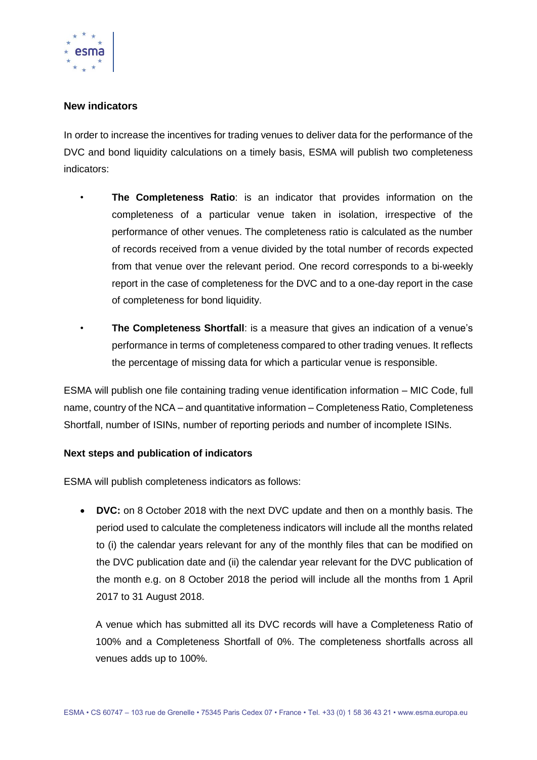**New indicators**

In order to increase the incentives for trading venues to deliver data for the performance of the DVC and bond liquidity calculations on a timely basis, ESMA will publish two completeness indicators:

- **The Completeness Ratio**: is an indicator that provides information on the completeness of a particular venue taken in isolation, irrespective of the performance of other venues. The completeness ratio is calculated as the number of records received from a venue divided by the total number of records expected from that venue over the relevant period. One record corresponds to a bi-weekly report in the case of completeness for the DVC and to a one-day report in the case of completeness for bond liquidity.
- **The Completeness Shortfall**: is a measure that gives an indication of a venue's performance in terms of completeness compared to other trading venues. It reflects the percentage of missing data for which a particular venue is responsible.

ESMA will publish one file containing trading venue identification information – MIC Code, full name, country of the NCA – and quantitative information – Completeness Ratio, Completeness Shortfall, number of ISINs, number of reporting periods and number of incomplete ISINs.

**Next steps and publication of indicators**

ESMA will publish completeness indicators as follows:

- **DVC:** on 8 October 2018 with the next DVC update and then on a monthly basis. The period used to calculate the completeness indicators will include all the months related to (i) the calendar years relevant for any of the monthly files that can be modified on the DVC publication date and (ii) the calendar year relevant for the DVC publication of the month e.g. on 8 October 2018 the period will include all the months from 1 April 2017 to 31 August 2018.

  A venue which has submitted all its DVC records will have a Completeness Ratio of 100% and a Completeness Shortfall of 0%. The completeness shortfalls across all venues adds up to 100%.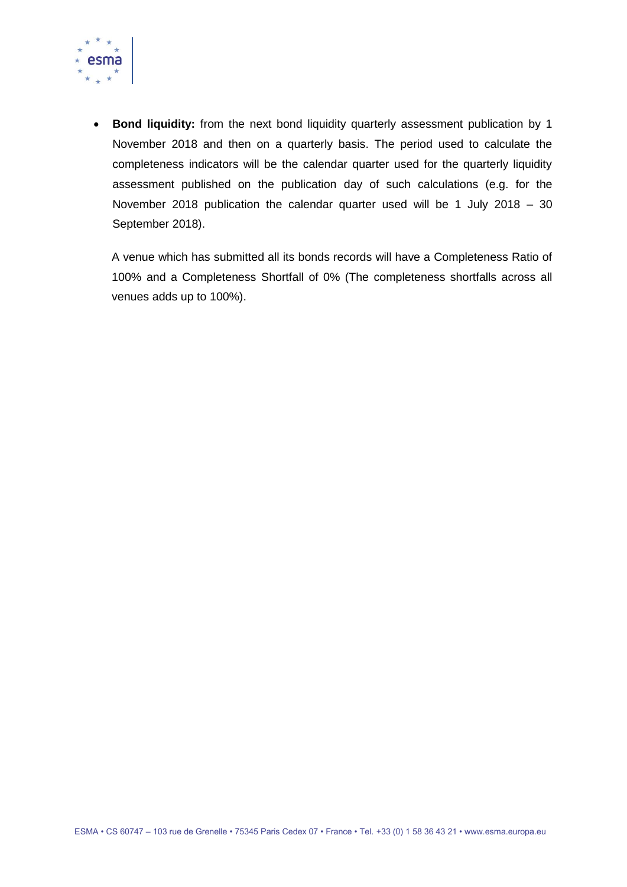- **Bond liquidity:** from the next bond liquidity quarterly assessment publication by 1 November 2018 and then on a quarterly basis. The period used to calculate the completeness indicators will be the calendar quarter used for the quarterly liquidity assessment published on the publication day of such calculations (e.g. for the November 2018 publication the calendar quarter used will be 1 July 2018 – 30 September 2018).

  A venue which has submitted all its bonds records will have a Completeness Ratio of 100% and a Completeness Shortfall of 0% (The completeness shortfalls across all venues adds up to 100%).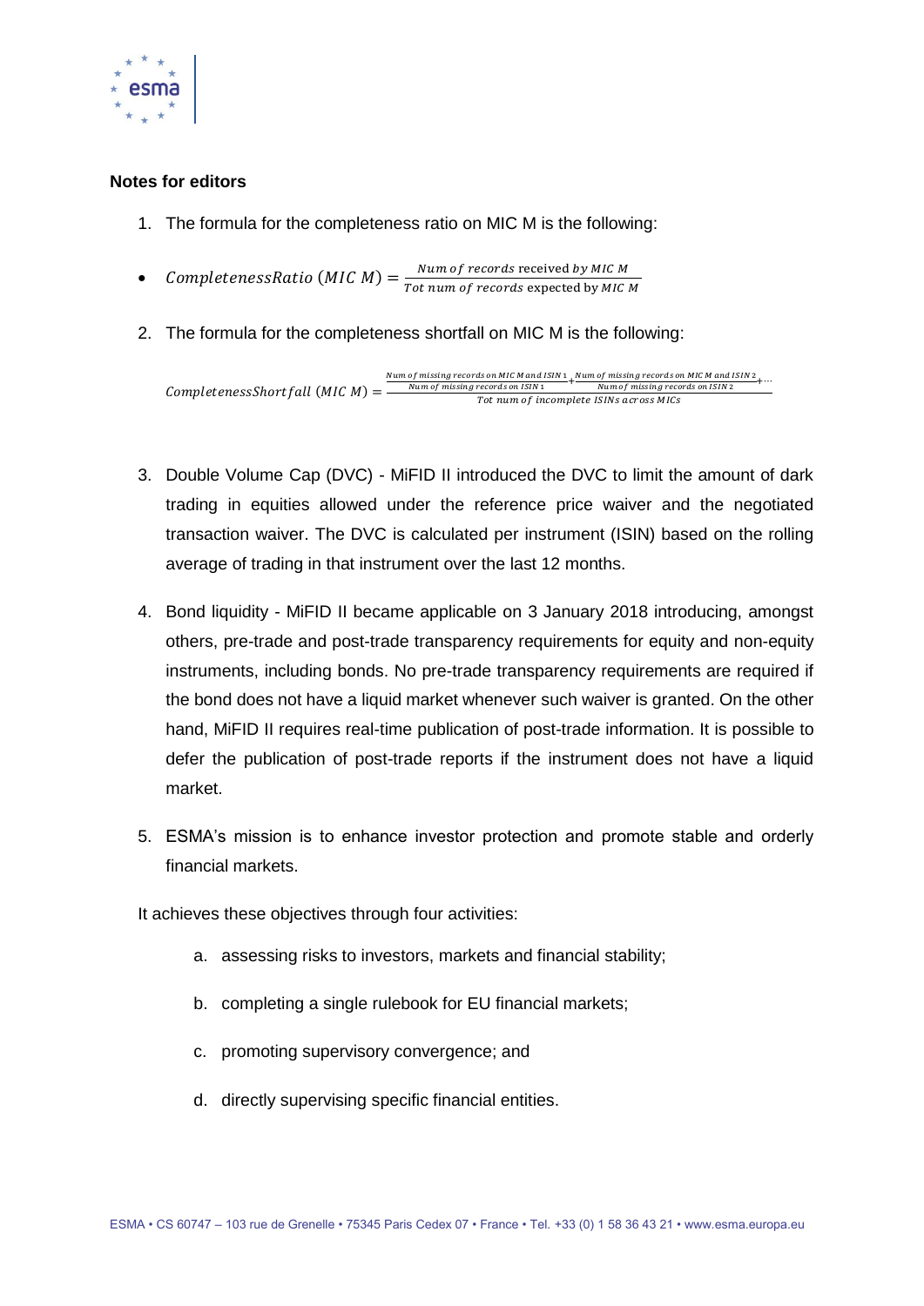**Notes for editors**

1. The formula for the completeness ratio on MIC M is the following:

- $CompletenessRatio\ (MIC\ M) = \frac{Num\ of\ records\ \text{received}\ by\ MIC\ M}{Tot\ num\ of\ records\ \text{expected by}\ MIC\ M}$

2. The formula for the completeness shortfall on MIC M is the following:

$$CompletenessShortfall\ (MIC\ M) = \frac{\frac{Num\ of\ missing\ records\ on\ MIC\ M\ and\ ISIN\ 1}{Num\ of\ missing\ records\ on\ ISIN\ 1} + \frac{Num\ of\ missing\ records\ on\ MIC\ M\ and\ ISIN\ 2}{Num\ of\ missing\ records\ on\ ISIN\ 2} + \cdots}{Tot\ num\ of\ incomplete\ ISINs\ across\ MICs}$$

3. Double Volume Cap (DVC) - MiFID II introduced the DVC to limit the amount of dark trading in equities allowed under the reference price waiver and the negotiated transaction waiver. The DVC is calculated per instrument (ISIN) based on the rolling average of trading in that instrument over the last 12 months.

4. Bond liquidity - MiFID II became applicable on 3 January 2018 introducing, amongst others, pre-trade and post-trade transparency requirements for equity and non-equity instruments, including bonds. No pre-trade transparency requirements are required if the bond does not have a liquid market whenever such waiver is granted. On the other hand, MiFID II requires real-time publication of post-trade information. It is possible to defer the publication of post-trade reports if the instrument does not have a liquid market.

5. ESMA's mission is to enhance investor protection and promote stable and orderly financial markets.

It achieves these objectives through four activities:

   a. assessing risks to investors, markets and financial stability;

   b. completing a single rulebook for EU financial markets;

   c. promoting supervisory convergence; and

   d. directly supervising specific financial entities.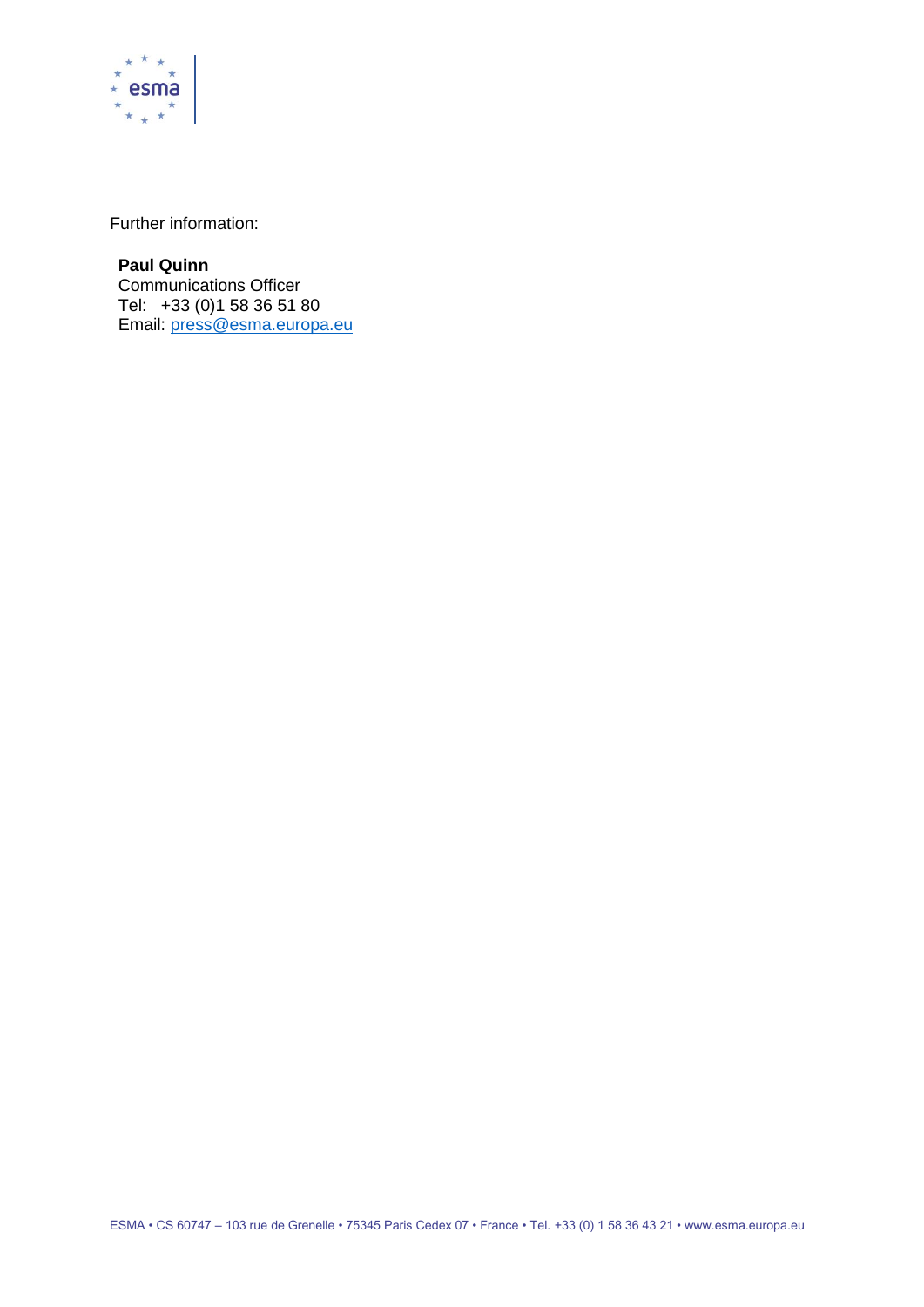Further information:

**Paul Quinn**
Communications Officer
Tel:   +33 (0)1 58 36 51 80
Email: press@esma.europa.eu